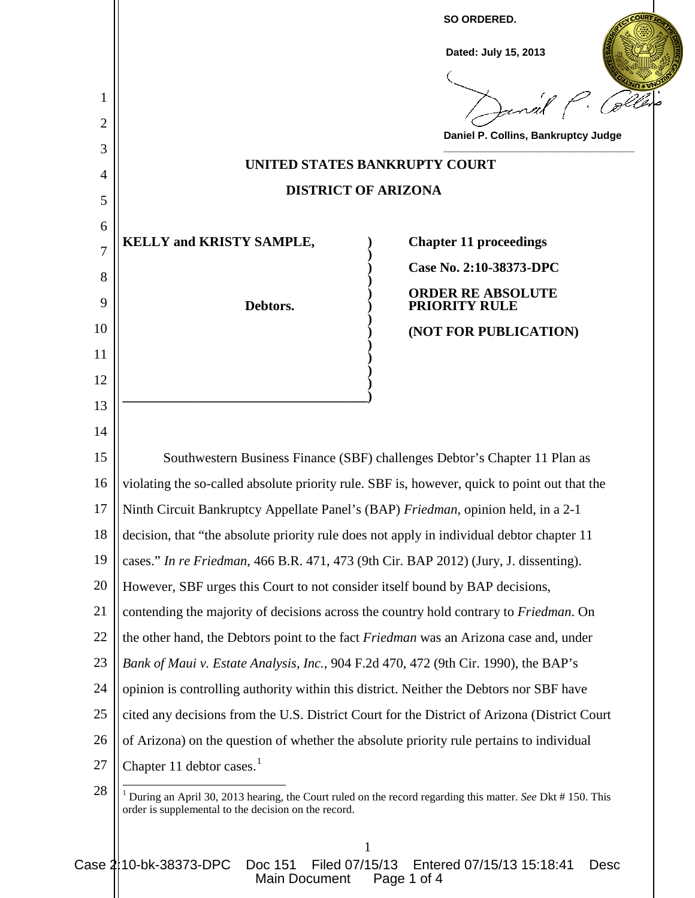**SO ORDERED.**

**Dated: July 15, 2013**

**Daniel P. Collins, Bankruptcy Judge**

**UNITED STATES BANKRUPTCY COURT**

**DISTRICT OF ARIZONA**

| | |
|---|---|
| **KELLY and KRISTY SAMPLE,** <br><br> **Debtors.** | **Chapter 11 proceedings** <br><br> **Case No. 2:10-38373-DPC** <br><br> **ORDER RE ABSOLUTE PRIORITY RULE** <br><br> **(NOT FOR PUBLICATION)** |

Southwestern Business Finance (SBF) challenges Debtor's Chapter 11 Plan as violating the so-called absolute priority rule. SBF is, however, quick to point out that the Ninth Circuit Bankruptcy Appellate Panel's (BAP) *Friedman*, opinion held, in a 2-1 decision, that "the absolute priority rule does not apply in individual debtor chapter 11 cases." *In re Friedman*, 466 B.R. 471, 473 (9th Cir. BAP 2012) (Jury, J. dissenting). However, SBF urges this Court to not consider itself bound by BAP decisions, contending the majority of decisions across the country hold contrary to *Friedman*. On the other hand, the Debtors point to the fact *Friedman* was an Arizona case and, under *Bank of Maui v. Estate Analysis, Inc.*, 904 F.2d 470, 472 (9th Cir. 1990), the BAP's opinion is controlling authority within this district. Neither the Debtors nor SBF have cited any decisions from the U.S. District Court for the District of Arizona (District Court of Arizona) on the question of whether the absolute priority rule pertains to individual Chapter 11 debtor cases.[1]

[1] During an April 30, 2013 hearing, the Court ruled on the record regarding this matter. *See* Dkt # 150. This order is supplemental to the decision on the record.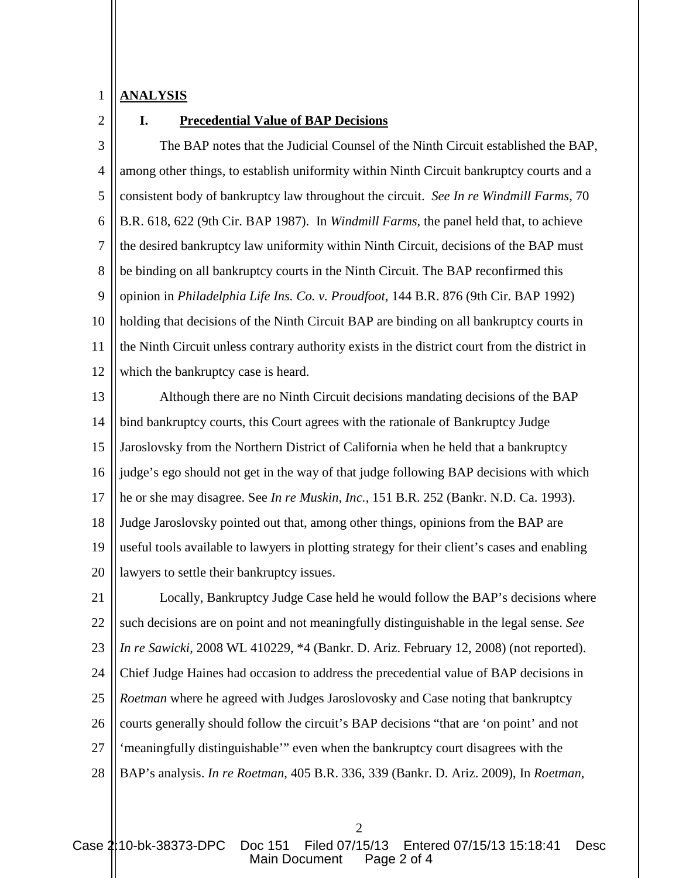**ANALYSIS**

**I. Precedential Value of BAP Decisions**

The BAP notes that the Judicial Counsel of the Ninth Circuit established the BAP, among other things, to establish uniformity within Ninth Circuit bankruptcy courts and a consistent body of bankruptcy law throughout the circuit. *See In re Windmill Farms*, 70 B.R. 618, 622 (9th Cir. BAP 1987). In *Windmill Farms*, the panel held that, to achieve the desired bankruptcy law uniformity within Ninth Circuit, decisions of the BAP must be binding on all bankruptcy courts in the Ninth Circuit. The BAP reconfirmed this opinion in *Philadelphia Life Ins. Co. v. Proudfoot*, 144 B.R. 876 (9th Cir. BAP 1992) holding that decisions of the Ninth Circuit BAP are binding on all bankruptcy courts in the Ninth Circuit unless contrary authority exists in the district court from the district in which the bankruptcy case is heard.

Although there are no Ninth Circuit decisions mandating decisions of the BAP bind bankruptcy courts, this Court agrees with the rationale of Bankruptcy Judge Jaroslovsky from the Northern District of California when he held that a bankruptcy judge's ego should not get in the way of that judge following BAP decisions with which he or she may disagree. See *In re Muskin, Inc.*, 151 B.R. 252 (Bankr. N.D. Ca. 1993). Judge Jaroslovsky pointed out that, among other things, opinions from the BAP are useful tools available to lawyers in plotting strategy for their client's cases and enabling lawyers to settle their bankruptcy issues.

Locally, Bankruptcy Judge Case held he would follow the BAP's decisions where such decisions are on point and not meaningfully distinguishable in the legal sense. *See In re Sawicki*, 2008 WL 410229, *4 (Bankr. D. Ariz. February 12, 2008) (not reported). Chief Judge Haines had occasion to address the precedential value of BAP decisions in *Roetman* where he agreed with Judges Jaroslovosky and Case noting that bankruptcy courts generally should follow the circuit's BAP decisions "that are 'on point' and not 'meaningfully distinguishable'" even when the bankruptcy court disagrees with the BAP's analysis. *In re Roetman*, 405 B.R. 336, 339 (Bankr. D. Ariz. 2009), In *Roetman*,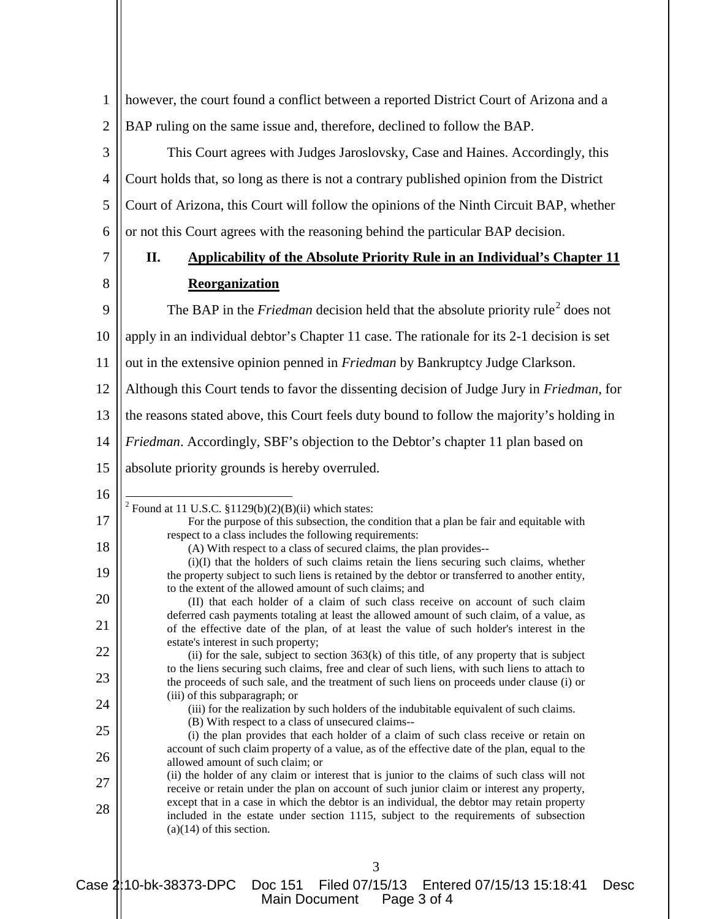however, the court found a conflict between a reported District Court of Arizona and a BAP ruling on the same issue and, therefore, declined to follow the BAP.

This Court agrees with Judges Jaroslovsky, Case and Haines. Accordingly, this Court holds that, so long as there is not a contrary published opinion from the District Court of Arizona, this Court will follow the opinions of the Ninth Circuit BAP, whether or not this Court agrees with the reasoning behind the particular BAP decision.

## II. Applicability of the Absolute Priority Rule in an Individual's Chapter 11 Reorganization

The BAP in the *Friedman* decision held that the absolute priority rule[2] does not apply in an individual debtor's Chapter 11 case. The rationale for its 2-1 decision is set out in the extensive opinion penned in *Friedman* by Bankruptcy Judge Clarkson. Although this Court tends to favor the dissenting decision of Judge Jury in *Friedman*, for the reasons stated above, this Court feels duty bound to follow the majority's holding in *Friedman*. Accordingly, SBF's objection to the Debtor's chapter 11 plan based on absolute priority grounds is hereby overruled.

---

[2] Found at 11 U.S.C. §1129(b)(2)(B)(ii) which states:

> For the purpose of this subsection, the condition that a plan be fair and equitable with respect to a class includes the following requirements:
>
> (A) With respect to a class of secured claims, the plan provides--
>
> (i)(I) that the holders of such claims retain the liens securing such claims, whether the property subject to such liens is retained by the debtor or transferred to another entity, to the extent of the allowed amount of such claims; and
>
> (II) that each holder of a claim of such class receive on account of such claim deferred cash payments totaling at least the allowed amount of such claim, of a value, as of the effective date of the plan, of at least the value of such holder's interest in the estate's interest in such property;
>
> (ii) for the sale, subject to section 363(k) of this title, of any property that is subject to the liens securing such claims, free and clear of such liens, with such liens to attach to the proceeds of such sale, and the treatment of such liens on proceeds under clause (i) or (iii) of this subparagraph; or
>
> (iii) for the realization by such holders of the indubitable equivalent of such claims.
>
> (B) With respect to a class of unsecured claims--
>
> (i) the plan provides that each holder of a claim of such class receive or retain on account of such claim property of a value, as of the effective date of the plan, equal to the allowed amount of such claim; or
>
> (ii) the holder of any claim or interest that is junior to the claims of such class will not receive or retain under the plan on account of such junior claim or interest any property, except that in a case in which the debtor is an individual, the debtor may retain property included in the estate under section 1115, subject to the requirements of subsection (a)(14) of this section.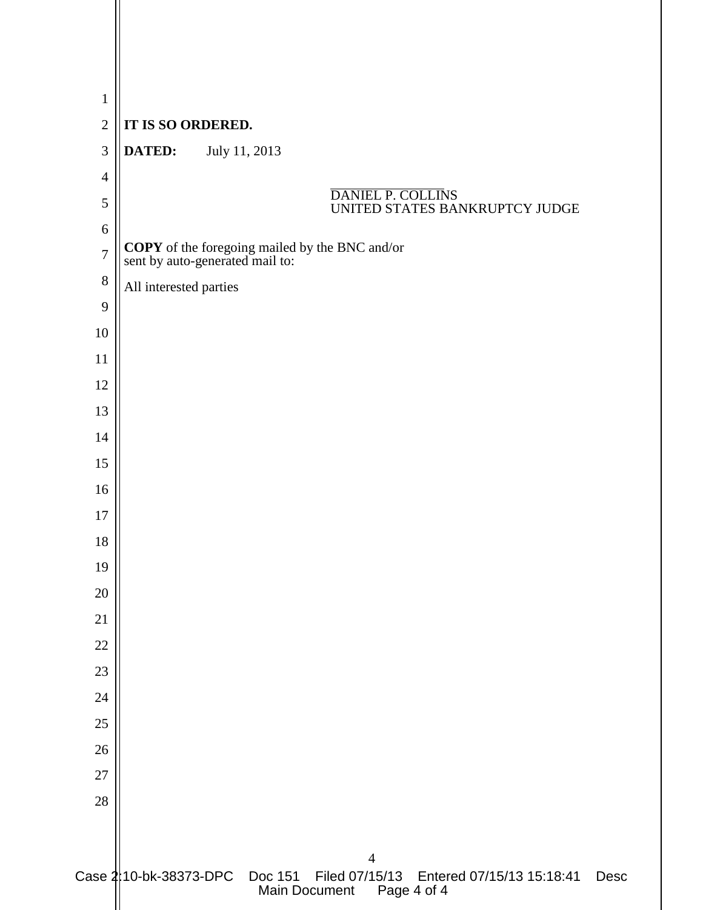**IT IS SO ORDERED.**

**DATED:** July 11, 2013

DANIEL P. COLLINS
UNITED STATES BANKRUPTCY JUDGE

**COPY** of the foregoing mailed by the BNC and/or sent by auto-generated mail to:

All interested parties